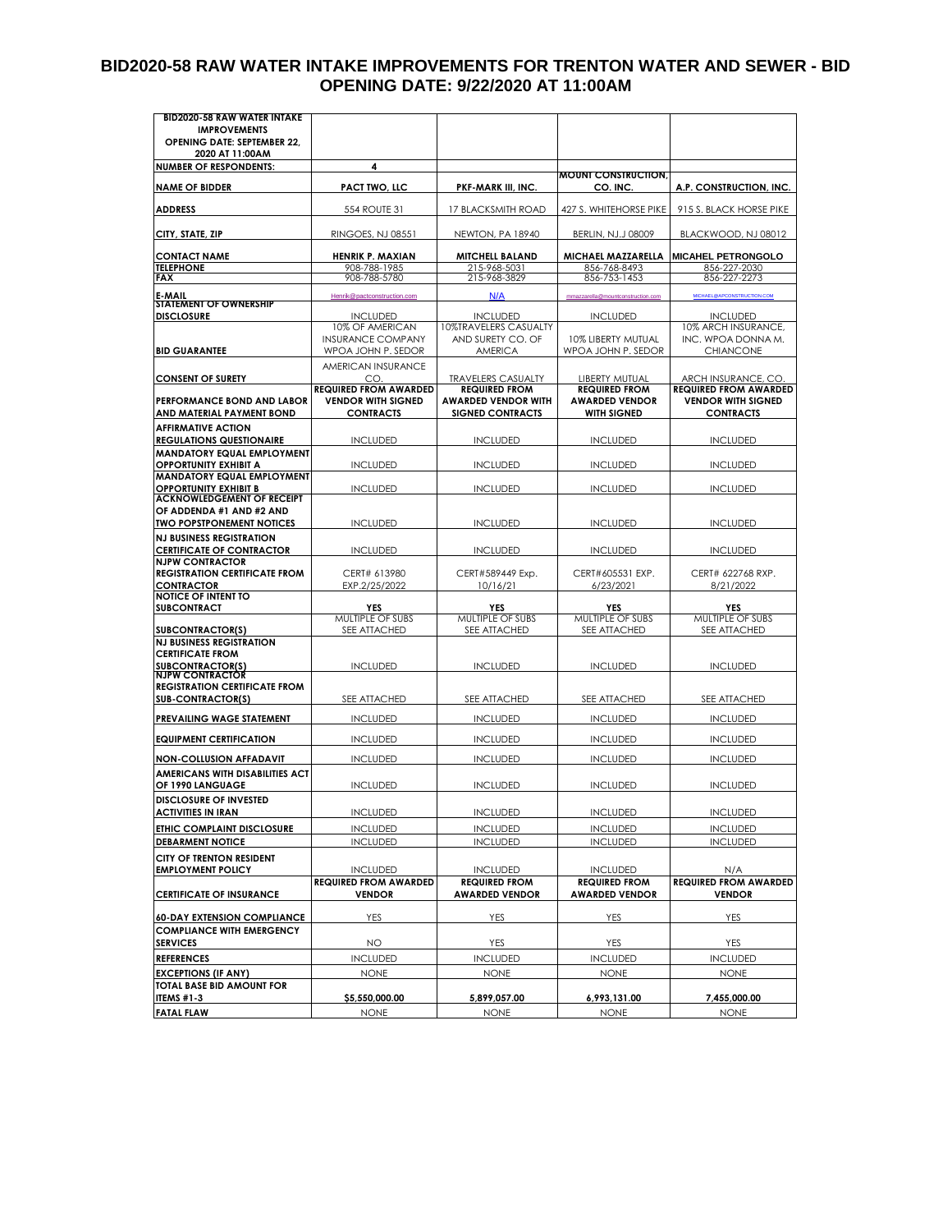# BID2020-58 RAW WATER INTAKE IMPROVEMENTS FOR TRENTON WATER AND SEWER - BID OPENING DATE: 9/22/2020 AT 11:00AM

| BID2020-58 RAW WATER INTAKE IMPROVEMENTS OPENING DATE: SEPTEMBER 22, 2020 AT 11:00AM | | | | |
|---|---|---|---|---|
| NUMBER OF RESPONDENTS: | 4 | | | |
| NAME OF BIDDER | PACT TWO, LLC | PKF-MARK III, INC. | MOUNT CONSTRUCTION, CO. INC. | A.P. CONSTRUCTION, INC. |
| ADDRESS | 554 ROUTE 31 | 17 BLACKSMITH ROAD | 427 S. WHITEHORSE PIKE | 915 S. BLACK HORSE PIKE |
| CITY, STATE, ZIP | RINGOES, NJ 08551 | NEWTON, PA 18940 | BERLIN, NJ.J 08009 | BLACKWOOD, NJ 08012 |
| CONTACT NAME | HENRIK P. MAXIAN | MITCHELL BALAND | MICHAEL MAZZARELLA | MICAHEL PETRONGOLO |
| TELEPHONE | 908-788-1985 | 215-968-5031 | 856-768-8493 | 856-227-2030 |
| FAX | 908-788-5780 | 215-968-3829 | 856-753-1453 | 856-227-2273 |
| E-MAIL | Henrik@pactconstruction.com | N/A | mmazzarella@mountconstruction.com | MICHAEL@APCONSTRUCTION.COM |
| STATEMENT OF OWNERSHIP DISCLOSURE | INCLUDED | INCLUDED | INCLUDED | INCLUDED |
| BID GUARANTEE | 10% OF AMERICAN INSURANCE COMPANY WPOA JOHN P. SEDOR | 10%TRAVELERS CASUALTY AND SURETY CO. OF AMERICA | 10% LIBERTY MUTUAL WPOA JOHN P. SEDOR | 10% ARCH INSURANCE, INC. WPOA DONNA M. CHIANCONE |
| CONSENT OF SURETY | AMERICAN INSURANCE CO. | TRAVELERS CASUALTY | LIBERTY MUTUAL | ARCH INSURANCE, CO. |
| PERFORMANCE BOND AND LABOR AND MATERIAL PAYMENT BOND | REQUIRED FROM AWARDED VENDOR WITH SIGNED CONTRACTS | REQUIRED FROM AWARDED VENDOR WITH SIGNED CONTRACTS | REQUIRED FROM AWARDED VENDOR WITH SIGNED | REQUIRED FROM AWARDED VENDOR WITH SIGNED CONTRACTS |
| AFFIRMATIVE ACTION REGULATIONS QUESTIONAIRE | INCLUDED | INCLUDED | INCLUDED | INCLUDED |
| MANDATORY EQUAL EMPLOYMENT OPPORTUNITY EXHIBIT A | INCLUDED | INCLUDED | INCLUDED | INCLUDED |
| MANDATORY EQUAL EMPLOYMENT OPPORTUNITY EXHIBIT B | INCLUDED | INCLUDED | INCLUDED | INCLUDED |
| ACKNOWLEDGEMENT OF RECEIPT OF ADDENDA #1 AND #2 AND TWO POPSTPONEMENT NOTICES | INCLUDED | INCLUDED | INCLUDED | INCLUDED |
| NJ BUSINESS REGISTRATION CERTIFICATE OF CONTRACTOR | INCLUDED | INCLUDED | INCLUDED | INCLUDED |
| NJPW CONTRACTOR REGISTRATION CERTIFICATE FROM CONTRACTOR | CERT# 613980 EXP.2/25/2022 | CERT#589449 Exp. 10/16/21 | CERT#605531 EXP. 6/23/2021 | CERT# 622768 RXP. 8/21/2022 |
| NOTICE OF INTENT TO SUBCONTRACT | YES | YES | YES | YES |
| SUBCONTRACTOR(S) | MULTIPLE OF SUBS SEE ATTACHED | MULTIPLE OF SUBS SEE ATTACHED | MULTIPLE OF SUBS SEE ATTACHED | MULTIPLE OF SUBS SEE ATTACHED |
| NJ BUSINESS REGISTRATION CERTIFICATE FROM SUBCONTRACTOR(S) | INCLUDED | INCLUDED | INCLUDED | INCLUDED |
| NJPW CONTRACTOR REGISTRATION CERTIFICATE FROM SUB-CONTRACTOR(S) | SEE ATTACHED | SEE ATTACHED | SEE ATTACHED | SEE ATTACHED |
| PREVAILING WAGE STATEMENT | INCLUDED | INCLUDED | INCLUDED | INCLUDED |
| EQUIPMENT CERTIFICATION | INCLUDED | INCLUDED | INCLUDED | INCLUDED |
| NON-COLLUSION AFFADAVIT | INCLUDED | INCLUDED | INCLUDED | INCLUDED |
| AMERICANS WITH DISABILITIES ACT OF 1990 LANGUAGE | INCLUDED | INCLUDED | INCLUDED | INCLUDED |
| DISCLOSURE OF INVESTED ACTIVITIES IN IRAN | INCLUDED | INCLUDED | INCLUDED | INCLUDED |
| ETHIC COMPLAINT DISCLOSURE | INCLUDED | INCLUDED | INCLUDED | INCLUDED |
| DEBARMENT NOTICE | INCLUDED | INCLUDED | INCLUDED | INCLUDED |
| CITY OF TRENTON RESIDENT EMPLOYMENT POLICY | INCLUDED | INCLUDED | INCLUDED | N/A |
| CERTIFICATE OF INSURANCE | REQUIRED FROM AWARDED VENDOR | REQUIRED FROM AWARDED VENDOR | REQUIRED FROM AWARDED VENDOR | REQUIRED FROM AWARDED VENDOR |
| 60-DAY EXTENSION COMPLIANCE | YES | YES | YES | YES |
| COMPLIANCE WITH EMERGENCY SERVICES | NO | YES | YES | YES |
| REFERENCES | INCLUDED | INCLUDED | INCLUDED | INCLUDED |
| EXCEPTIONS (IF ANY) | NONE | NONE | NONE | NONE |
| TOTAL BASE BID AMOUNT FOR ITEMS #1-3 | $5,550,000.00 | 5,899,057.00 | 6,993,131.00 | 7,455,000.00 |
| FATAL FLAW | NONE | NONE | NONE | NONE |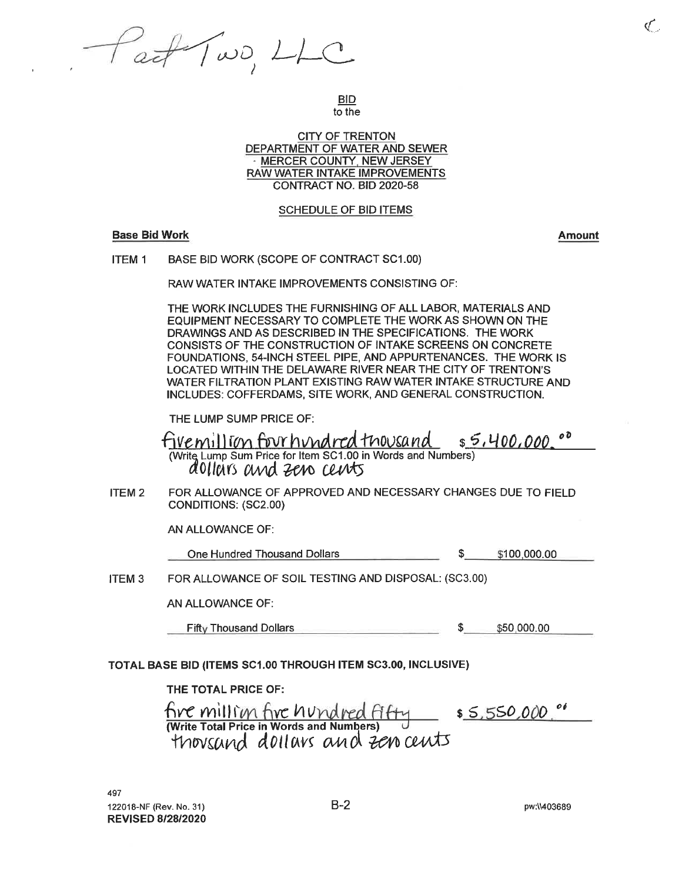Pact Two, LLC

BID
to the

CITY OF TRENTON
DEPARTMENT OF WATER AND SEWER
MERCER COUNTY, NEW JERSEY
RAW WATER INTAKE IMPROVEMENTS
CONTRACT NO. BID 2020-58

SCHEDULE OF BID ITEMS

**Base Bid Work** **Amount**

ITEM 1 BASE BID WORK (SCOPE OF CONTRACT SC1.00)

RAW WATER INTAKE IMPROVEMENTS CONSISTING OF:

THE WORK INCLUDES THE FURNISHING OF ALL LABOR, MATERIALS AND EQUIPMENT NECESSARY TO COMPLETE THE WORK AS SHOWN ON THE DRAWINGS AND AS DESCRIBED IN THE SPECIFICATIONS. THE WORK CONSISTS OF THE CONSTRUCTION OF INTAKE SCREENS ON CONCRETE FOUNDATIONS, 54-INCH STEEL PIPE, AND APPURTENANCES. THE WORK IS LOCATED WITHIN THE DELAWARE RIVER NEAR THE CITY OF TRENTON'S WATER FILTRATION PLANT EXISTING RAW WATER INTAKE STRUCTURE AND INCLUDES: COFFERDAMS, SITE WORK, AND GENERAL CONSTRUCTION.

THE LUMP SUMP PRICE OF:

five million four hundred thousand dollars and zero cents $5,400,000.00
(Write Lump Sum Price for Item SC1.00 in Words and Numbers)

ITEM 2 FOR ALLOWANCE OF APPROVED AND NECESSARY CHANGES DUE TO FIELD CONDITIONS: (SC2.00)

AN ALLOWANCE OF:

One Hundred Thousand Dollars $ \$100,000.00

ITEM 3 FOR ALLOWANCE OF SOIL TESTING AND DISPOSAL: (SC3.00)

AN ALLOWANCE OF:

Fifty Thousand Dollars $ \$50,000.00

**TOTAL BASE BID (ITEMS SC1.00 THROUGH ITEM SC3.00, INCLUSIVE)**

**THE TOTAL PRICE OF:**

five million five hundred fifty thousand dollars and zero cents $5,550,000.00
**(Write Total Price in Words and Numbers)**

497
122018-NF (Rev. No. 31)
**REVISED 8/28/2020**

B-2

pw:\\403689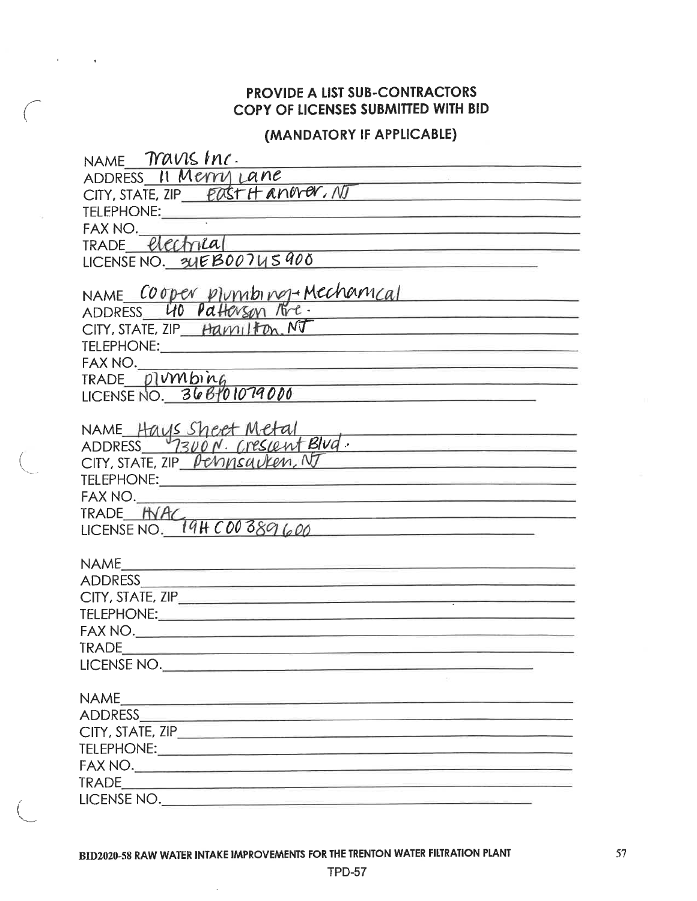## PROVIDE A LIST SUB-CONTRACTORS COPY OF LICENSES SUBMITTED WITH BID

### (MANDATORY IF APPLICABLE)

NAME Travis Inc.
ADDRESS 11 Merry Lane
CITY, STATE, ZIP East Hanover, NJ
TELEPHONE:
FAX NO.
TRADE electrical
LICENSE NO. 34EB00745900

NAME Cooper plumbing + Mechanical
ADDRESS 40 Patterson Ave.
CITY, STATE, ZIP Hamilton, NJ
TELEPHONE:
FAX NO.
TRADE plumbing
LICENSE NO. 36BI01079000

NAME Hays Sheet Metal
ADDRESS 7300 N. Crescent Blvd.
CITY, STATE, ZIP Pennsauken, NJ
TELEPHONE:
FAX NO.
TRADE HVAC
LICENSE NO. 19HC00389600

NAME
ADDRESS
CITY, STATE, ZIP
TELEPHONE:
FAX NO.
TRADE
LICENSE NO.

NAME
ADDRESS
CITY, STATE, ZIP
TELEPHONE:
FAX NO.
TRADE
LICENSE NO.

BID2020-58 RAW WATER INTAKE IMPROVEMENTS FOR THE TRENTON WATER FILTRATION PLANT

TPD-57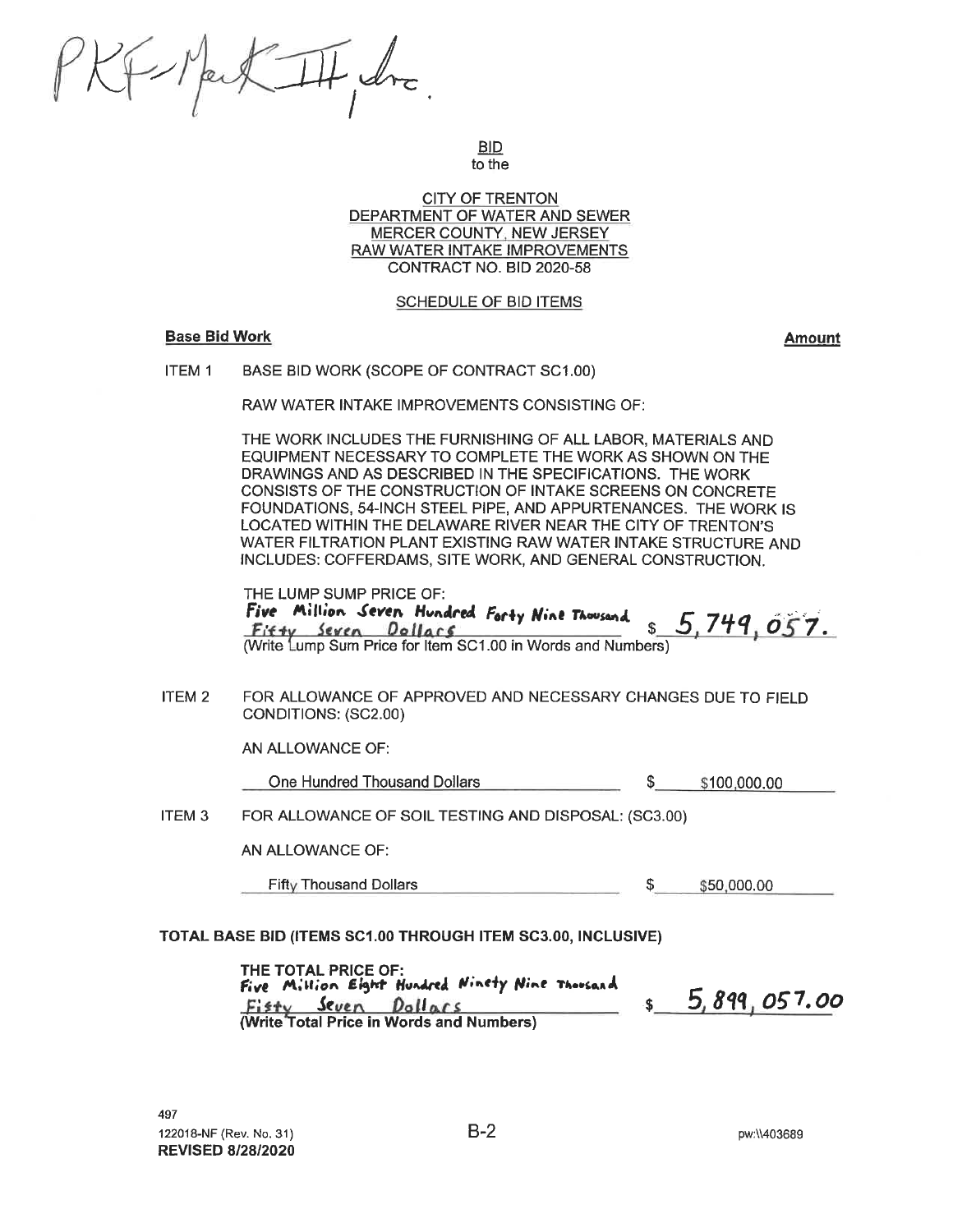PKF-Mark III, Inc.

BID
to the

CITY OF TRENTON
DEPARTMENT OF WATER AND SEWER
MERCER COUNTY, NEW JERSEY
RAW WATER INTAKE IMPROVEMENTS
CONTRACT NO. BID 2020-58

SCHEDULE OF BID ITEMS

**Base Bid Work** **Amount**

ITEM 1 BASE BID WORK (SCOPE OF CONTRACT SC1.00)

RAW WATER INTAKE IMPROVEMENTS CONSISTING OF:

THE WORK INCLUDES THE FURNISHING OF ALL LABOR, MATERIALS AND EQUIPMENT NECESSARY TO COMPLETE THE WORK AS SHOWN ON THE DRAWINGS AND AS DESCRIBED IN THE SPECIFICATIONS. THE WORK CONSISTS OF THE CONSTRUCTION OF INTAKE SCREENS ON CONCRETE FOUNDATIONS, 54-INCH STEEL PIPE, AND APPURTENANCES. THE WORK IS LOCATED WITHIN THE DELAWARE RIVER NEAR THE CITY OF TRENTON'S WATER FILTRATION PLANT EXISTING RAW WATER INTAKE STRUCTURE AND INCLUDES: COFFERDAMS, SITE WORK, AND GENERAL CONSTRUCTION.

THE LUMP SUMP PRICE OF:
Five Million Seven Hundred Forty Nine Thousand Fifty Seven Dollars $ 5,749,057.
(Write Lump Sum Price for Item SC1.00 in Words and Numbers)

ITEM 2 FOR ALLOWANCE OF APPROVED AND NECESSARY CHANGES DUE TO FIELD CONDITIONS: (SC2.00)

AN ALLOWANCE OF:

One Hundred Thousand Dollars $ $100,000.00

ITEM 3 FOR ALLOWANCE OF SOIL TESTING AND DISPOSAL: (SC3.00)

AN ALLOWANCE OF:

Fifty Thousand Dollars $ $50,000.00

**TOTAL BASE BID (ITEMS SC1.00 THROUGH ITEM SC3.00, INCLUSIVE)**

**THE TOTAL PRICE OF:**
Five Million Eight Hundred Ninety Nine Thousand Fifty Seven Dollars $ 5,899,057.00
**(Write Total Price in Words and Numbers)**

497
122018-NF (Rev. No. 31)
**REVISED 8/28/2020**

B-2

pw:\\403689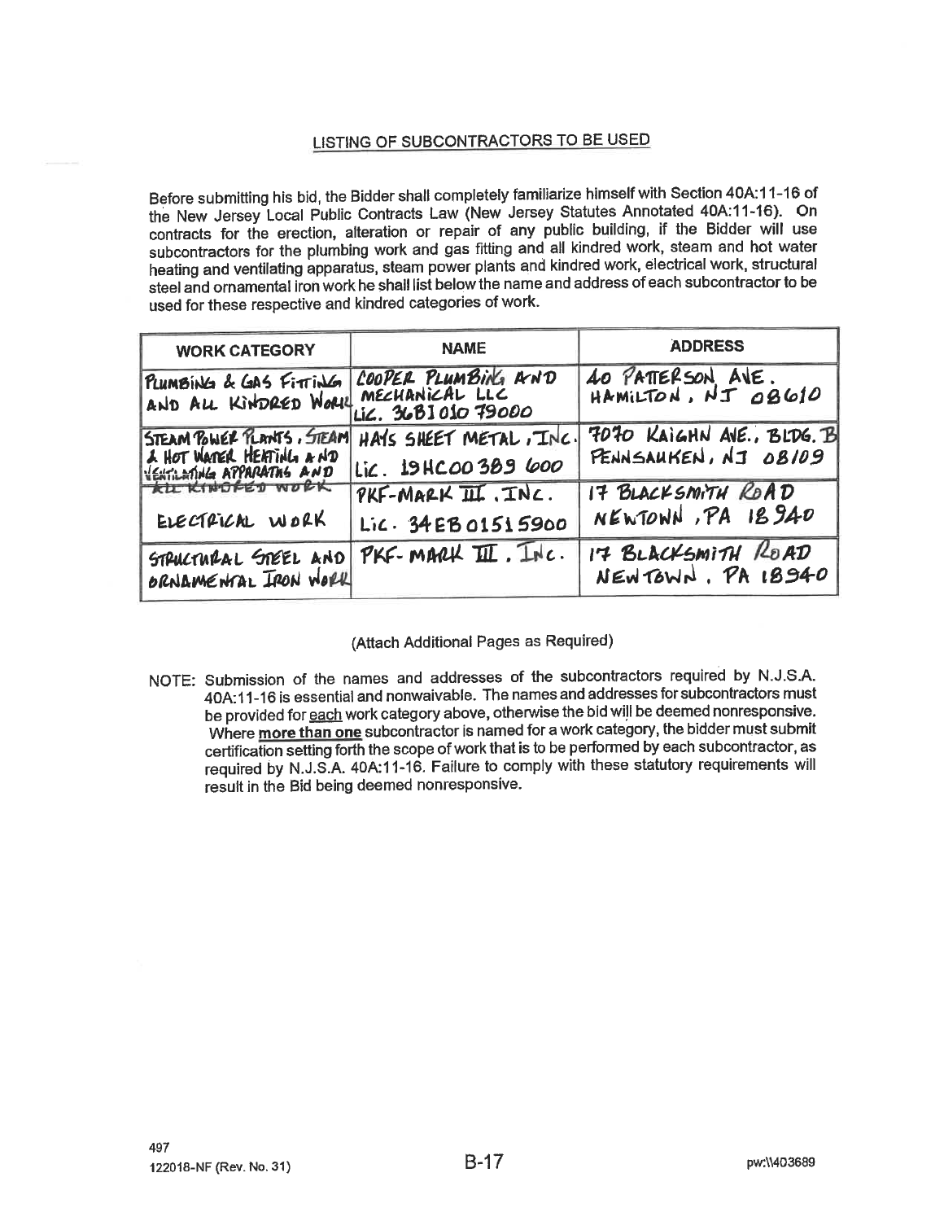## LISTING OF SUBCONTRACTORS TO BE USED

Before submitting his bid, the Bidder shall completely familiarize himself with Section 40A:11-16 of the New Jersey Local Public Contracts Law (New Jersey Statutes Annotated 40A:11-16). On contracts for the erection, alteration or repair of any public building, if the Bidder will use subcontractors for the plumbing work and gas fitting and all kindred work, steam and hot water heating and ventilating apparatus, steam power plants and kindred work, electrical work, structural steel and ornamental iron work he shall list below the name and address of each subcontractor to be used for these respective and kindred categories of work.

| WORK CATEGORY | NAME | ADDRESS |
|---|---|---|
| PLUMBING & GAS FITTING AND ALL KINDRED WORK | COOPER PLUMBING AND MECHANICAL LLC LIC. 36BI01079000 | 40 PATTERSON AVE. HAMILTON, NJ 08610 |
| STEAM POWER PLANTS, STEAM & HOT WATER HEATING AND VENTILATING APPARATUS AND ~~ALL KINDRED WORK~~ | HAYS SHEET METAL, INC. LIC. 19HC00389600 | 7070 KAIGHN AVE., BLDG. B PENNSAUKEN, NJ 08109 |
| ELECTRICAL WORK | PKF-MARK III, INC. LIC. 34EB01515900 | 17 BLACKSMITH ROAD NEWTOWN, PA 18940 |
| STRUCTURAL STEEL AND ORNAMENTAL IRON WORK | PKF-MARK III, INC. | 17 BLACKSMITH ROAD NEWTOWN, PA 18940 |

(Attach Additional Pages as Required)

NOTE: Submission of the names and addresses of the subcontractors required by N.J.S.A. 40A:11-16 is essential and nonwaivable. The names and addresses for subcontractors must be provided for each work category above, otherwise the bid will be deemed nonresponsive. Where **more than one** subcontractor is named for a work category, the bidder must submit certification setting forth the scope of work that is to be performed by each subcontractor, as required by N.J.S.A. 40A:11-16. Failure to comply with these statutory requirements will result in the Bid being deemed nonresponsive.

497
122018-NF (Rev. No. 31)

B-17

pw:\\403689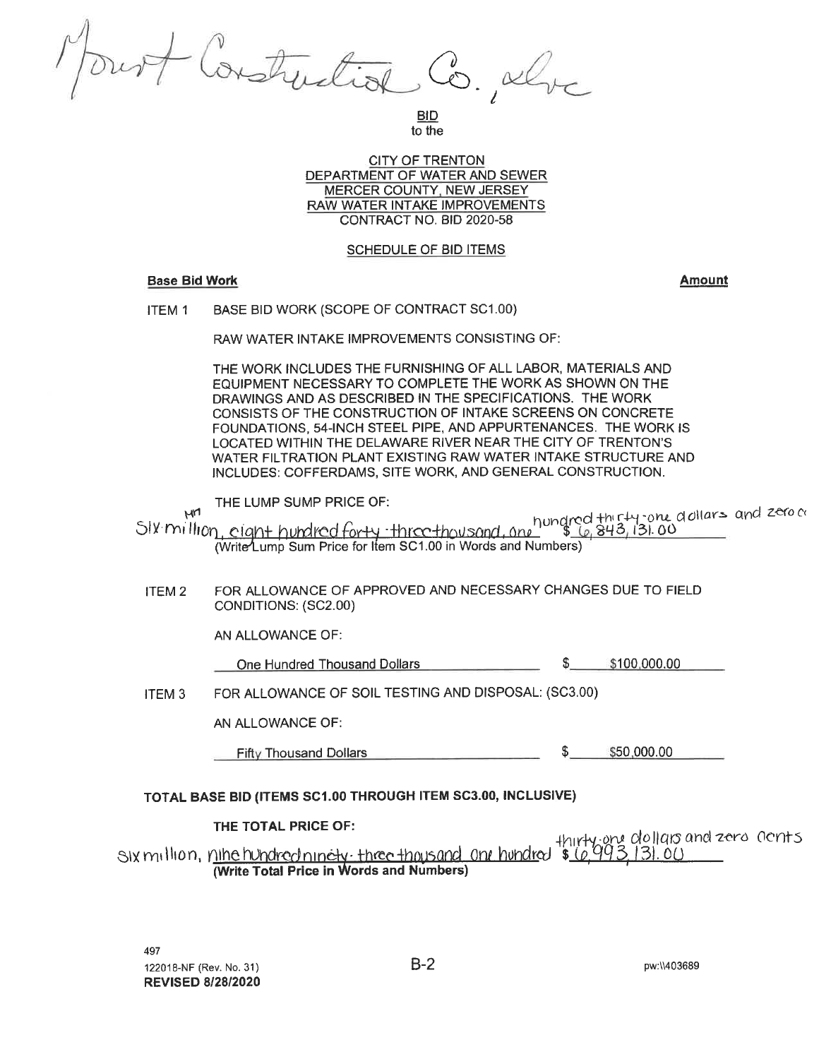Mount Construction Co., Inc.

BID
to the

CITY OF TRENTON
DEPARTMENT OF WATER AND SEWER
MERCER COUNTY, NEW JERSEY
RAW WATER INTAKE IMPROVEMENTS
CONTRACT NO. BID 2020-58

SCHEDULE OF BID ITEMS

**Base Bid Work** **Amount**

ITEM 1 BASE BID WORK (SCOPE OF CONTRACT SC1.00)

RAW WATER INTAKE IMPROVEMENTS CONSISTING OF:

THE WORK INCLUDES THE FURNISHING OF ALL LABOR, MATERIALS AND EQUIPMENT NECESSARY TO COMPLETE THE WORK AS SHOWN ON THE DRAWINGS AND AS DESCRIBED IN THE SPECIFICATIONS. THE WORK CONSISTS OF THE CONSTRUCTION OF INTAKE SCREENS ON CONCRETE FOUNDATIONS, 54-INCH STEEL PIPE, AND APPURTENANCES. THE WORK IS LOCATED WITHIN THE DELAWARE RIVER NEAR THE CITY OF TRENTON'S WATER FILTRATION PLANT EXISTING RAW WATER INTAKE STRUCTURE AND INCLUDES: COFFERDAMS, SITE WORK, AND GENERAL CONSTRUCTION.

THE LUMP SUMP PRICE OF:

Six million, eight hundred forty-three thousand, one hundred thirty-one dollars and zero cents $ 6,843,131.00
(Write Lump Sum Price for Item SC1.00 in Words and Numbers)

ITEM 2 FOR ALLOWANCE OF APPROVED AND NECESSARY CHANGES DUE TO FIELD CONDITIONS: (SC2.00)

AN ALLOWANCE OF:

One Hundred Thousand Dollars $ $100,000.00

ITEM 3 FOR ALLOWANCE OF SOIL TESTING AND DISPOSAL: (SC3.00)

AN ALLOWANCE OF:

Fifty Thousand Dollars $ $50,000.00

**TOTAL BASE BID (ITEMS SC1.00 THROUGH ITEM SC3.00, INCLUSIVE)**

**THE TOTAL PRICE OF:**

Six million, nine hundred ninety-three thousand one hundred thirty-one dollars and zero cents $ 6,993,131.00
**(Write Total Price in Words and Numbers)**

497
122018-NF (Rev. No. 31)
**REVISED 8/28/2020**

B-2

pw:\\403689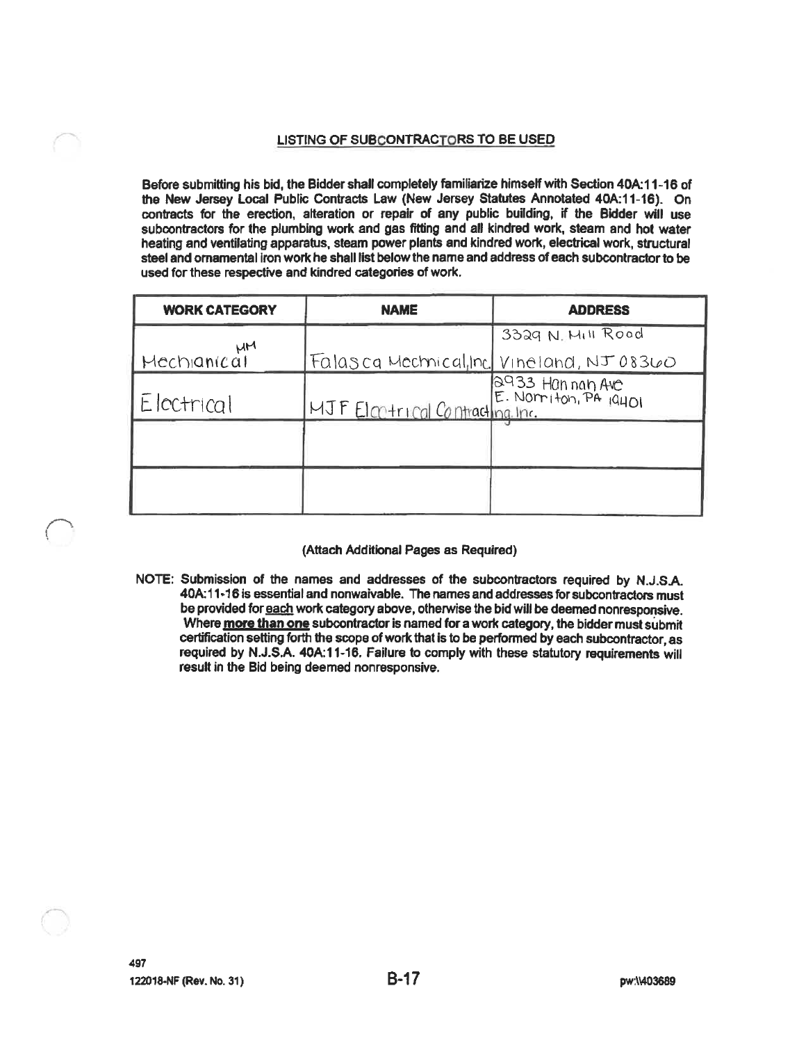## LISTING OF SUBCONTRACTORS TO BE USED

**Before submitting his bid, the Bidder shall completely familiarize himself with Section 40A:11-16 of the New Jersey Local Public Contracts Law (New Jersey Statutes Annotated 40A:11-16). On contracts for the erection, alteration or repair of any public building, if the Bidder will use subcontractors for the plumbing work and gas fitting and all kindred work, steam and hot water heating and ventilating apparatus, steam power plants and kindred work, electrical work, structural steel and ornamental iron work he shall list below the name and address of each subcontractor to be used for these respective and kindred categories of work.**

| WORK CATEGORY | NAME | ADDRESS |
|---|---|---|
| Mechanical (MM) | Falasca Mechanical, Inc. | 3329 N. Mill Road Vineland, NJ 08360 |
| Electrical | MJF Electrical Contracting, Inc. | 2933 Hannah Ave E. Norriton, PA 19401 |
| | | |
| | | |

**(Attach Additional Pages as Required)**

**NOTE: Submission of the names and addresses of the subcontractors required by N.J.S.A. 40A:11-16 is essential and nonwaivable. The names and addresses for subcontractors must be provided for <u>each</u> work category above, otherwise the bid will be deemed nonresponsive. Where <u>more than one</u> subcontractor is named for a work category, the bidder must submit certification setting forth the scope of work that is to be performed by each subcontractor, as required by N.J.S.A. 40A:11-16. Failure to comply with these statutory requirements will result in the Bid being deemed nonresponsive.**

497

122018-NF (Rev. No. 31) B-17 pw:\\403689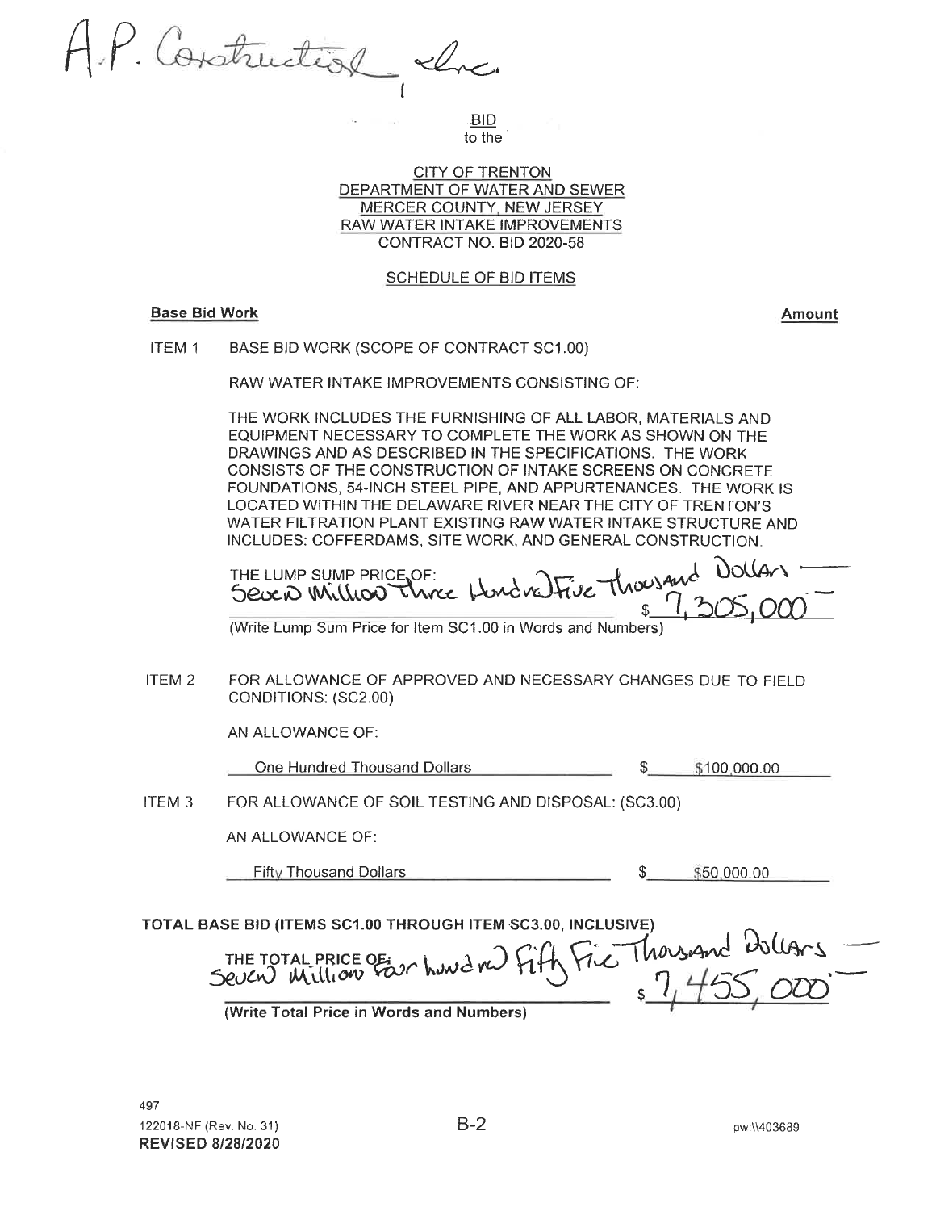A.P. Construction Inc.

BID
to the

CITY OF TRENTON
DEPARTMENT OF WATER AND SEWER
MERCER COUNTY, NEW JERSEY
RAW WATER INTAKE IMPROVEMENTS
CONTRACT NO. BID 2020-58

SCHEDULE OF BID ITEMS

**Base Bid Work** **Amount**

ITEM 1 BASE BID WORK (SCOPE OF CONTRACT SC1.00)

RAW WATER INTAKE IMPROVEMENTS CONSISTING OF:

THE WORK INCLUDES THE FURNISHING OF ALL LABOR, MATERIALS AND EQUIPMENT NECESSARY TO COMPLETE THE WORK AS SHOWN ON THE DRAWINGS AND AS DESCRIBED IN THE SPECIFICATIONS. THE WORK CONSISTS OF THE CONSTRUCTION OF INTAKE SCREENS ON CONCRETE FOUNDATIONS, 54-INCH STEEL PIPE, AND APPURTENANCES. THE WORK IS LOCATED WITHIN THE DELAWARE RIVER NEAR THE CITY OF TRENTON'S WATER FILTRATION PLANT EXISTING RAW WATER INTAKE STRUCTURE AND INCLUDES: COFFERDAMS, SITE WORK, AND GENERAL CONSTRUCTION.

THE LUMP SUMP PRICE OF: Seven Million Three Hundred Five Thousand Dollars — $ 7,305,000 —

(Write Lump Sum Price for Item SC1.00 in Words and Numbers)

ITEM 2 FOR ALLOWANCE OF APPROVED AND NECESSARY CHANGES DUE TO FIELD CONDITIONS: (SC2.00)

AN ALLOWANCE OF:

One Hundred Thousand Dollars $ $100,000.00

ITEM 3 FOR ALLOWANCE OF SOIL TESTING AND DISPOSAL: (SC3.00)

AN ALLOWANCE OF:

Fifty Thousand Dollars $ $50,000.00

**TOTAL BASE BID (ITEMS SC1.00 THROUGH ITEM SC3.00, INCLUSIVE)**

THE TOTAL PRICE OF: Seven Million Four hundred Fifty Five Thousand Dollars — $ 7,455,000 —

**(Write Total Price in Words and Numbers)**

497
122018-NF (Rev. No. 31)
**REVISED 8/28/2020**

B-2

pw:\\403689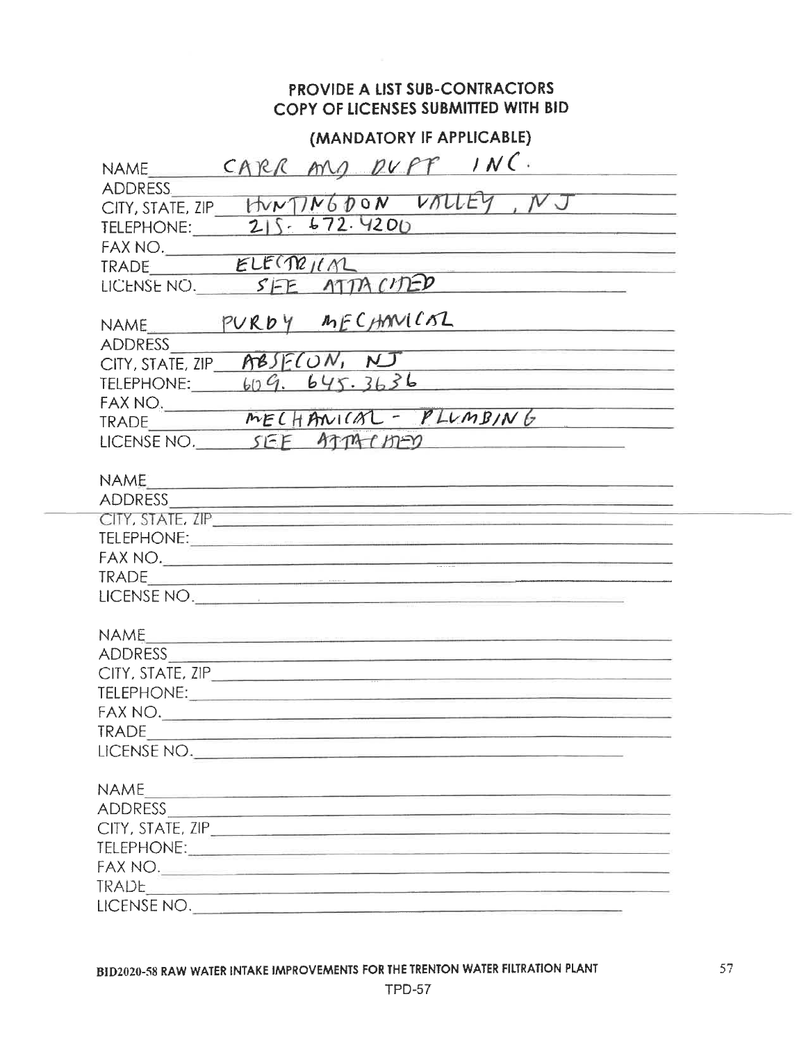## PROVIDE A LIST SUB-CONTRACTORS COPY OF LICENSES SUBMITTED WITH BID

### (MANDATORY IF APPLICABLE)

NAME CARR AND DUFF INC.
ADDRESS
CITY, STATE, ZIP HUNTINGDON VALLEY, NJ
TELEPHONE: 215. 672. 4200
FAX NO.
TRADE ELECTRICAL
LICENSE NO. SEE ATTACHED

NAME PURDY MECHANICAL
ADDRESS
CITY, STATE, ZIP ABSECON, NJ
TELEPHONE: 609. 645. 3636
FAX NO.
TRADE MECHANICAL - PLUMBING
LICENSE NO. SEE ATTACHED

NAME
ADDRESS
CITY, STATE, ZIP
TELEPHONE:
FAX NO.
TRADE
LICENSE NO.

NAME
ADDRESS
CITY, STATE, ZIP
TELEPHONE:
FAX NO.
TRADE
LICENSE NO.

NAME
ADDRESS
CITY, STATE, ZIP
TELEPHONE:
FAX NO.
TRADE
LICENSE NO.

BID2020-58 RAW WATER INTAKE IMPROVEMENTS FOR THE TRENTON WATER FILTRATION PLANT

TPD-57